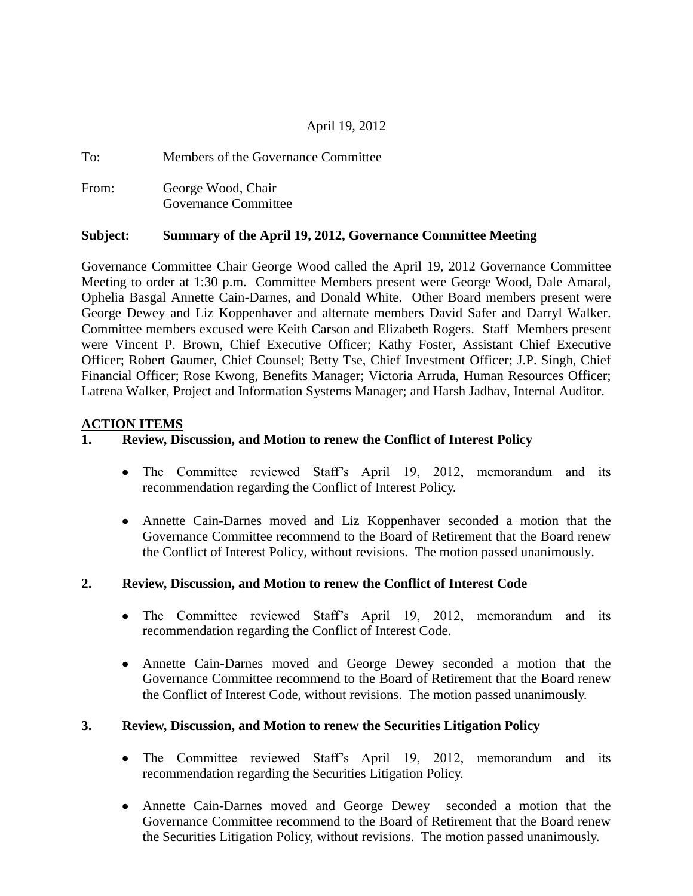April 19, 2012

To: Members of the Governance Committee

From: George Wood, Chair
Governance Committee

**Subject: Summary of the April 19, 2012, Governance Committee Meeting**

Governance Committee Chair George Wood called the April 19, 2012 Governance Committee Meeting to order at 1:30 p.m. Committee Members present were George Wood, Dale Amaral, Ophelia Basgal Annette Cain-Darnes, and Donald White. Other Board members present were George Dewey and Liz Koppenhaver and alternate members David Safer and Darryl Walker. Committee members excused were Keith Carson and Elizabeth Rogers. Staff Members present were Vincent P. Brown, Chief Executive Officer; Kathy Foster, Assistant Chief Executive Officer; Robert Gaumer, Chief Counsel; Betty Tse, Chief Investment Officer; J.P. Singh, Chief Financial Officer; Rose Kwong, Benefits Manager; Victoria Arruda, Human Resources Officer; Latrena Walker, Project and Information Systems Manager; and Harsh Jadhav, Internal Auditor.

**ACTION ITEMS**

**1. Review, Discussion, and Motion to renew the Conflict of Interest Policy**

- The Committee reviewed Staff's April 19, 2012, memorandum and its recommendation regarding the Conflict of Interest Policy.
- Annette Cain-Darnes moved and Liz Koppenhaver seconded a motion that the Governance Committee recommend to the Board of Retirement that the Board renew the Conflict of Interest Policy, without revisions. The motion passed unanimously.

**2. Review, Discussion, and Motion to renew the Conflict of Interest Code**

- The Committee reviewed Staff's April 19, 2012, memorandum and its recommendation regarding the Conflict of Interest Code.
- Annette Cain-Darnes moved and George Dewey seconded a motion that the Governance Committee recommend to the Board of Retirement that the Board renew the Conflict of Interest Code, without revisions. The motion passed unanimously.

**3. Review, Discussion, and Motion to renew the Securities Litigation Policy**

- The Committee reviewed Staff's April 19, 2012, memorandum and its recommendation regarding the Securities Litigation Policy.
- Annette Cain-Darnes moved and George Dewey seconded a motion that the Governance Committee recommend to the Board of Retirement that the Board renew the Securities Litigation Policy, without revisions. The motion passed unanimously.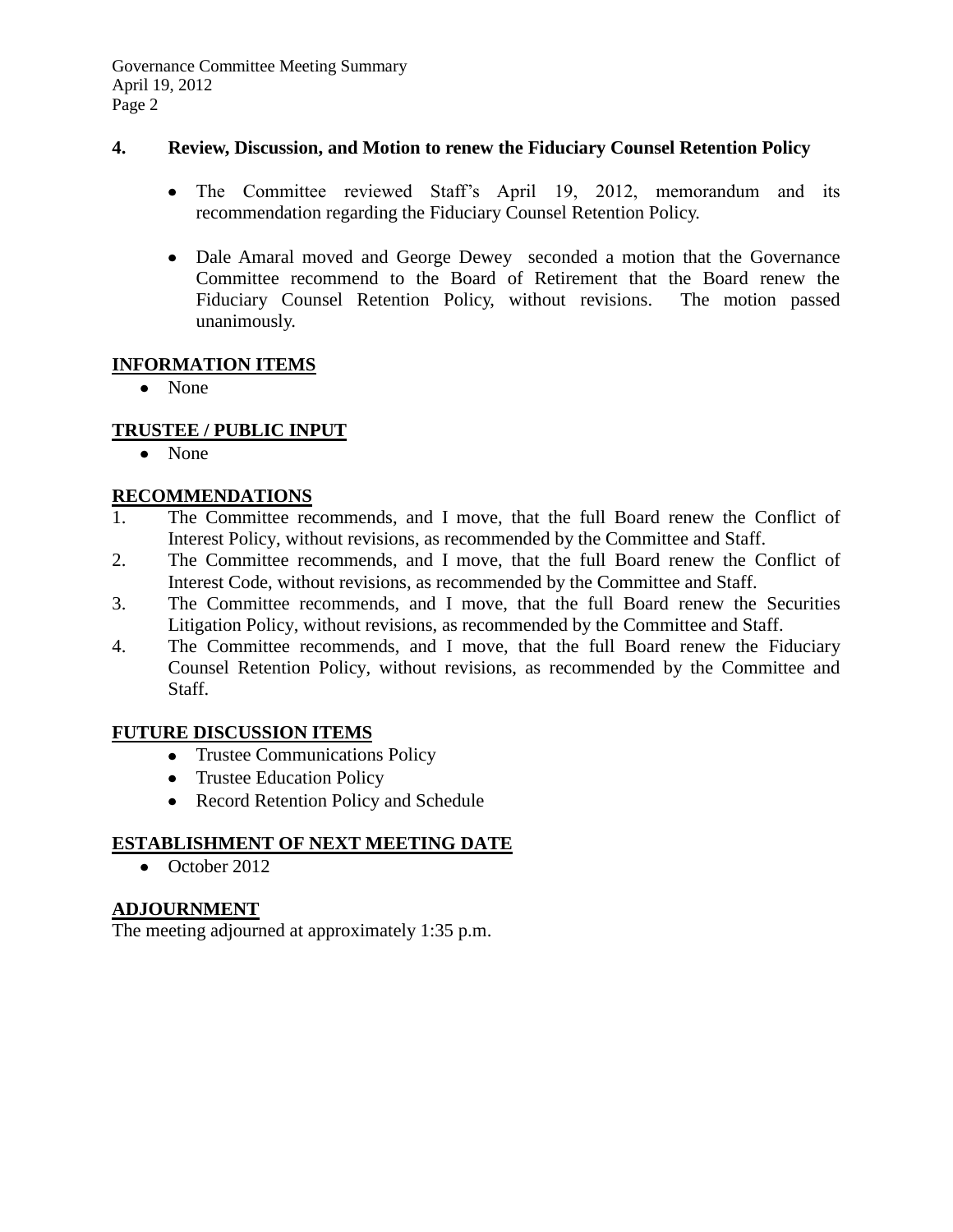**4. Review, Discussion, and Motion to renew the Fiduciary Counsel Retention Policy**

- The Committee reviewed Staff's April 19, 2012, memorandum and its recommendation regarding the Fiduciary Counsel Retention Policy.
- Dale Amaral moved and George Dewey seconded a motion that the Governance Committee recommend to the Board of Retirement that the Board renew the Fiduciary Counsel Retention Policy, without revisions. The motion passed unanimously.

## INFORMATION ITEMS

- None

## TRUSTEE / PUBLIC INPUT

- None

## RECOMMENDATIONS

1. The Committee recommends, and I move, that the full Board renew the Conflict of Interest Policy, without revisions, as recommended by the Committee and Staff.
2. The Committee recommends, and I move, that the full Board renew the Conflict of Interest Code, without revisions, as recommended by the Committee and Staff.
3. The Committee recommends, and I move, that the full Board renew the Securities Litigation Policy, without revisions, as recommended by the Committee and Staff.
4. The Committee recommends, and I move, that the full Board renew the Fiduciary Counsel Retention Policy, without revisions, as recommended by the Committee and Staff.

## FUTURE DISCUSSION ITEMS

- Trustee Communications Policy
- Trustee Education Policy
- Record Retention Policy and Schedule

## ESTABLISHMENT OF NEXT MEETING DATE

- October 2012

## ADJOURNMENT

The meeting adjourned at approximately 1:35 p.m.